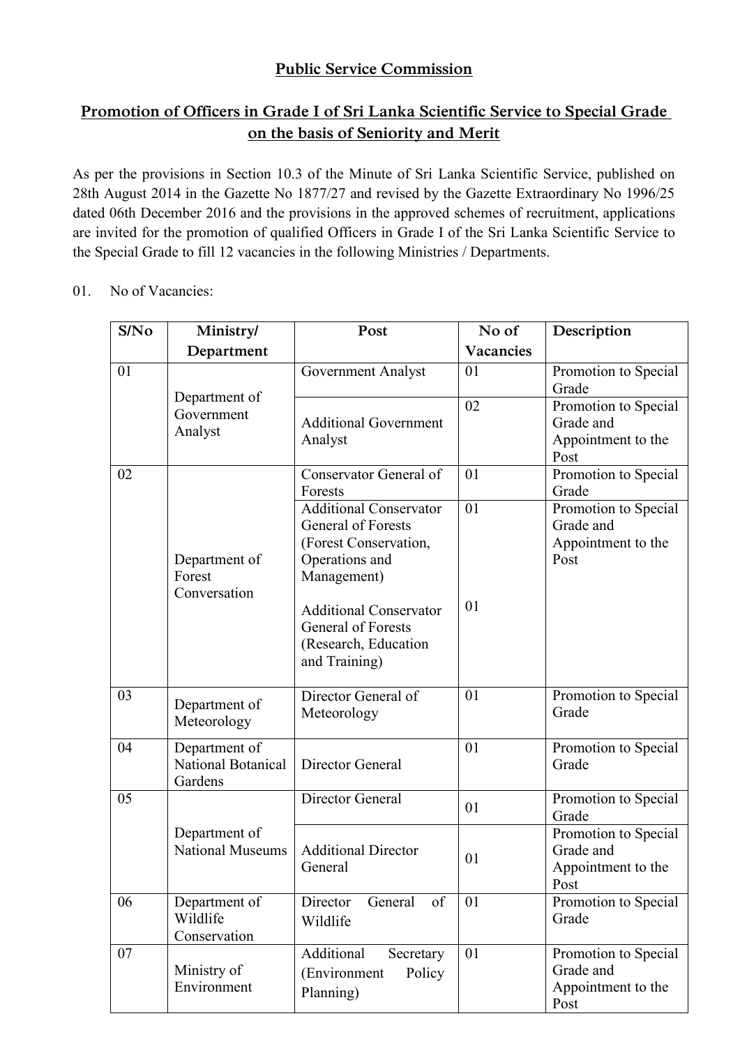## Public Service Commission

## Promotion of Officers in Grade I of Sri Lanka Scientific Service to Special Grade on the basis of Seniority and Merit

As per the provisions in Section 10.3 of the Minute of Sri Lanka Scientific Service, published on 28th August 2014 in the Gazette No 1877/27 and revised by the Gazette Extraordinary No 1996/25 dated 06th December 2016 and the provisions in the approved schemes of recruitment, applications are invited for the promotion of qualified Officers in Grade I of the Sri Lanka Scientific Service to the Special Grade to fill 12 vacancies in the following Ministries / Departments.

01. No of Vacancies:

| S/No | Ministry/ Department | Post | No of Vacancies | Description |
|---|---|---|---|---|
| 01 | Department of Government Analyst | Government Analyst | 01 | Promotion to Special Grade |
| | | Additional Government Analyst | 02 | Promotion to Special Grade and Appointment to the Post |
| 02 | Department of Forest Conversation | Conservator General of Forests | 01 | Promotion to Special Grade |
| | | Additional Conservator General of Forests (Forest Conservation, Operations and Management) | 01 | Promotion to Special Grade and Appointment to the Post |
| | | Additional Conservator General of Forests (Research, Education and Training) | 01 | |
| 03 | Department of Meteorology | Director General of Meteorology | 01 | Promotion to Special Grade |
| 04 | Department of National Botanical Gardens | Director General | 01 | Promotion to Special Grade |
| 05 | Department of National Museums | Director General | 01 | Promotion to Special Grade |
| | | Additional Director General | 01 | Promotion to Special Grade and Appointment to the Post |
| 06 | Department of Wildlife Conservation | Director General of Wildlife | 01 | Promotion to Special Grade |
| 07 | Ministry of Environment | Additional Secretary (Environment Policy Planning) | 01 | Promotion to Special Grade and Appointment to the Post |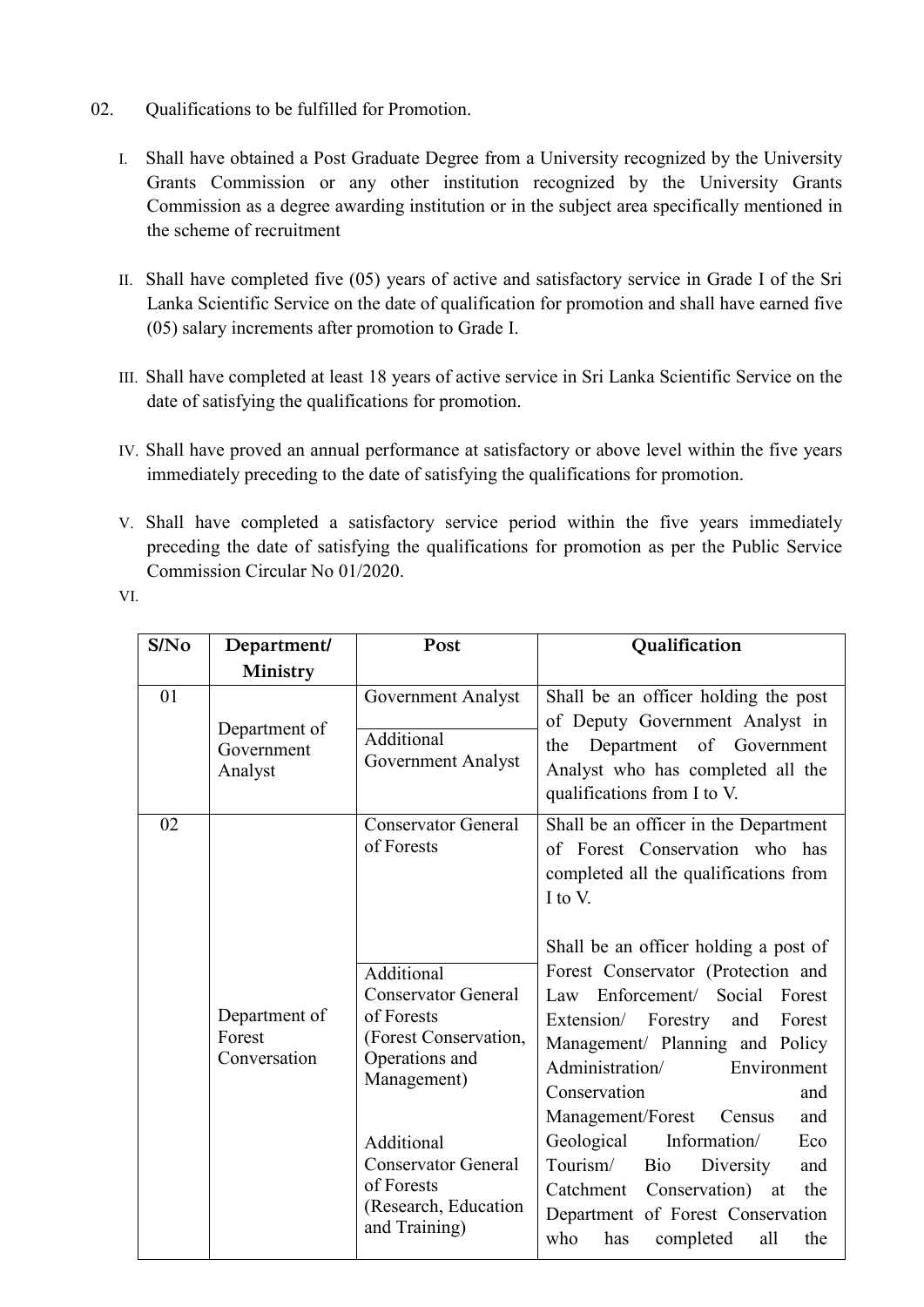02. Qualifications to be fulfilled for Promotion.

I. Shall have obtained a Post Graduate Degree from a University recognized by the University Grants Commission or any other institution recognized by the University Grants Commission as a degree awarding institution or in the subject area specifically mentioned in the scheme of recruitment

II. Shall have completed five (05) years of active and satisfactory service in Grade I of the Sri Lanka Scientific Service on the date of qualification for promotion and shall have earned five (05) salary increments after promotion to Grade I.

III. Shall have completed at least 18 years of active service in Sri Lanka Scientific Service on the date of satisfying the qualifications for promotion.

IV. Shall have proved an annual performance at satisfactory or above level within the five years immediately preceding to the date of satisfying the qualifications for promotion.

V. Shall have completed a satisfactory service period within the five years immediately preceding the date of satisfying the qualifications for promotion as per the Public Service Commission Circular No 01/2020.

VI.

| S/No | Department/ Ministry | Post | Qualification |
|---|---|---|---|
| 01 | Department of Government Analyst | Government Analyst | Shall be an officer holding the post of Deputy Government Analyst in the Department of Government Analyst who has completed all the qualifications from I to V. |
| | | Additional Government Analyst | |
| 02 | Department of Forest Conversation | Conservator General of Forests | Shall be an officer in the Department of Forest Conservation who has completed all the qualifications from I to V. |
| | | Additional Conservator General of Forests (Forest Conservation, Operations and Management) | Shall be an officer holding a post of Forest Conservator (Protection and Law Enforcement/ Social Forest Extension/ Forestry and Forest Management/ Planning and Policy Administration/ Environment Conservation and Management/Forest Census and Geological Information/ Eco Tourism/ Bio Diversity and Catchment Conservation) at the Department of Forest Conservation who has completed all the |
| | | Additional Conservator General of Forests (Research, Education and Training) | |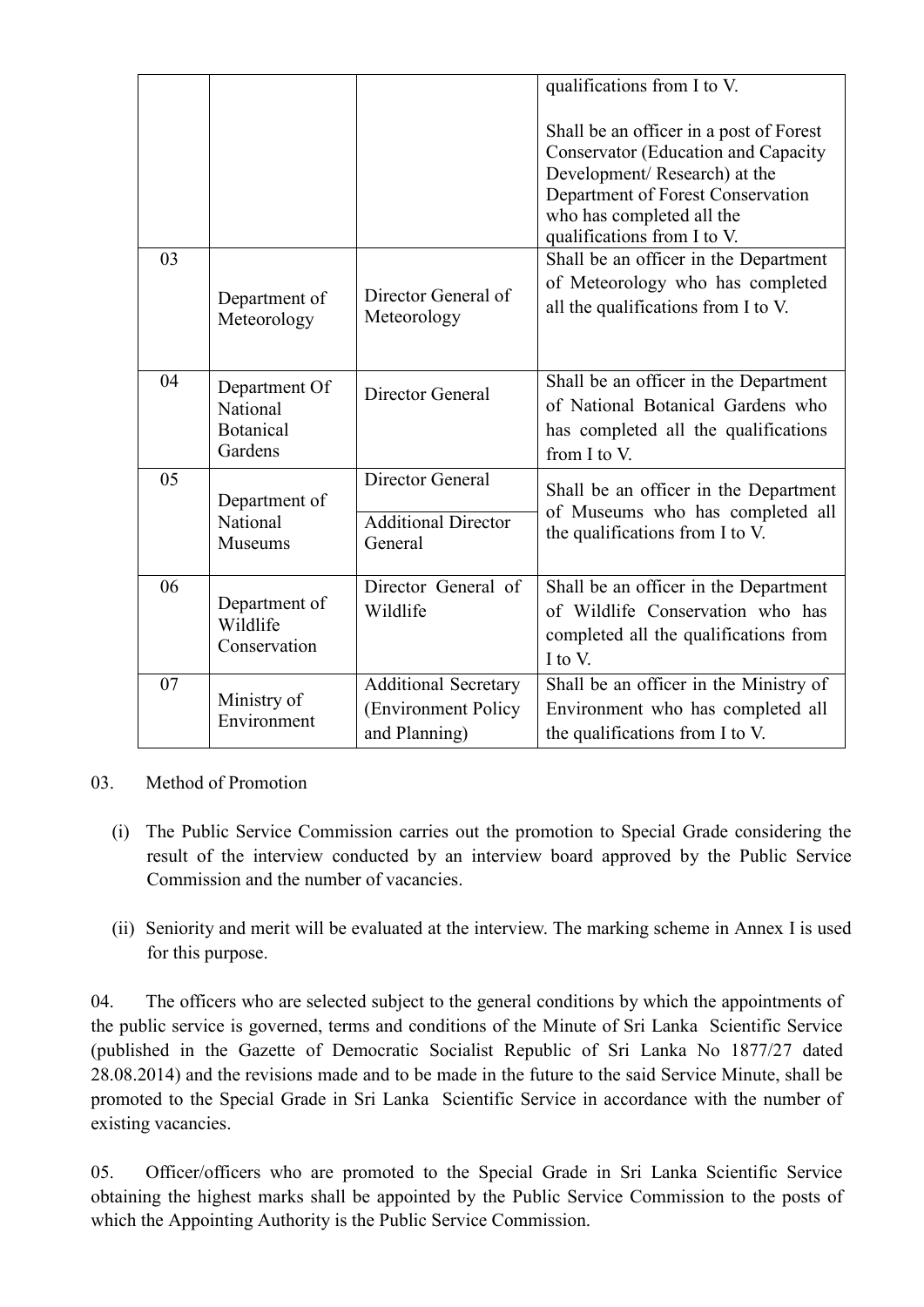| | | | qualifications from I to V.<br><br>Shall be an officer in a post of Forest Conservator (Education and Capacity Development/ Research) at the Department of Forest Conservation who has completed all the qualifications from I to V. |
|---|---|---|---|
| 03 | Department of Meteorology | Director General of Meteorology | Shall be an officer in the Department of Meteorology who has completed all the qualifications from I to V. |
| 04 | Department Of National Botanical Gardens | Director General | Shall be an officer in the Department of National Botanical Gardens who has completed all the qualifications from I to V. |
| 05 | Department of National Museums | Director General | Shall be an officer in the Department of Museums who has completed all the qualifications from I to V. |
| | | Additional Director General | |
| 06 | Department of Wildlife Conservation | Director General of Wildlife | Shall be an officer in the Department of Wildlife Conservation who has completed all the qualifications from I to V. |
| 07 | Ministry of Environment | Additional Secretary (Environment Policy and Planning) | Shall be an officer in the Ministry of Environment who has completed all the qualifications from I to V. |

03. Method of Promotion

(i) The Public Service Commission carries out the promotion to Special Grade considering the result of the interview conducted by an interview board approved by the Public Service Commission and the number of vacancies.

(ii) Seniority and merit will be evaluated at the interview. The marking scheme in Annex I is used for this purpose.

04. The officers who are selected subject to the general conditions by which the appointments of the public service is governed, terms and conditions of the Minute of Sri Lanka Scientific Service (published in the Gazette of Democratic Socialist Republic of Sri Lanka No 1877/27 dated 28.08.2014) and the revisions made and to be made in the future to the said Service Minute, shall be promoted to the Special Grade in Sri Lanka Scientific Service in accordance with the number of existing vacancies.

05. Officer/officers who are promoted to the Special Grade in Sri Lanka Scientific Service obtaining the highest marks shall be appointed by the Public Service Commission to the posts of which the Appointing Authority is the Public Service Commission.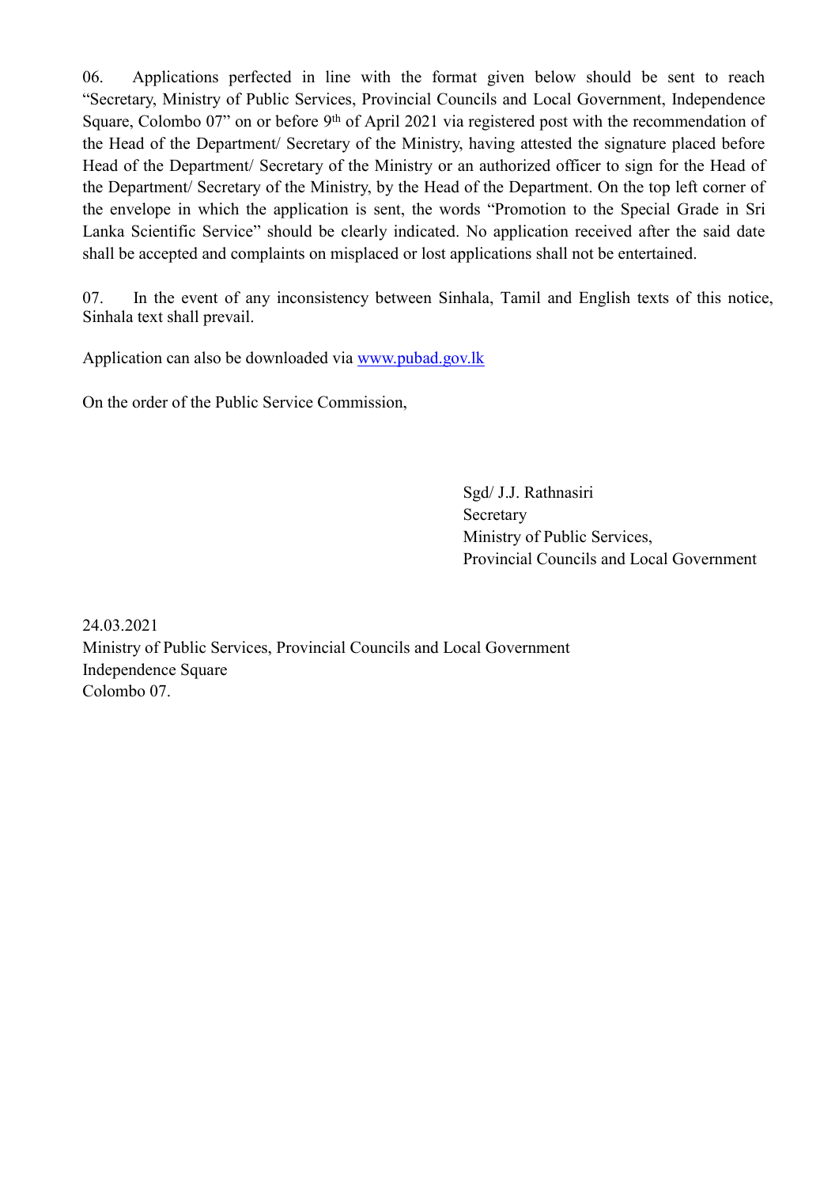06. Applications perfected in line with the format given below should be sent to reach "Secretary, Ministry of Public Services, Provincial Councils and Local Government, Independence Square, Colombo 07" on or before 9th of April 2021 via registered post with the recommendation of the Head of the Department/ Secretary of the Ministry, having attested the signature placed before Head of the Department/ Secretary of the Ministry or an authorized officer to sign for the Head of the Department/ Secretary of the Ministry, by the Head of the Department. On the top left corner of the envelope in which the application is sent, the words "Promotion to the Special Grade in Sri Lanka Scientific Service" should be clearly indicated. No application received after the said date shall be accepted and complaints on misplaced or lost applications shall not be entertained.

07. In the event of any inconsistency between Sinhala, Tamil and English texts of this notice, Sinhala text shall prevail.

Application can also be downloaded via www.pubad.gov.lk

On the order of the Public Service Commission,

Sgd/ J.J. Rathnasiri
Secretary
Ministry of Public Services,
Provincial Councils and Local Government

24.03.2021
Ministry of Public Services, Provincial Councils and Local Government
Independence Square
Colombo 07.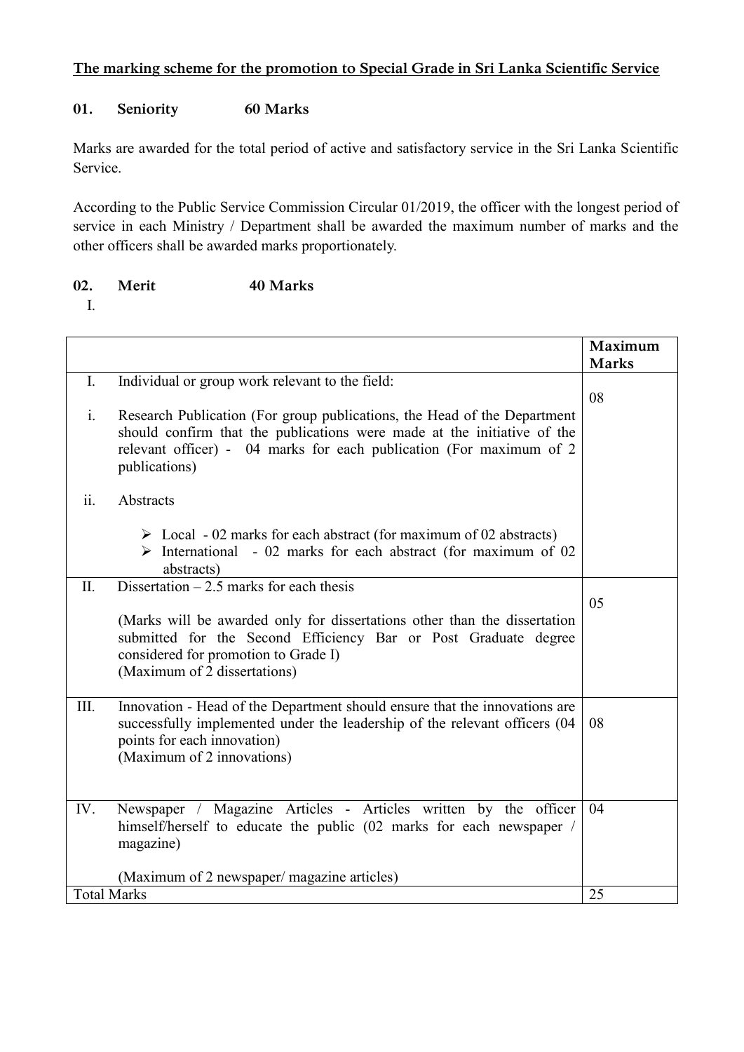**The marking scheme for the promotion to Special Grade in Sri Lanka Scientific Service**

## 01. Seniority 60 Marks

Marks are awarded for the total period of active and satisfactory service in the Sri Lanka Scientific Service.

According to the Public Service Commission Circular 01/2019, the officer with the longest period of service in each Ministry / Department shall be awarded the maximum number of marks and the other officers shall be awarded marks proportionately.

## 02. Merit 40 Marks

I.

| | | Maximum Marks |
|---|---|---|
| I. | Individual or group work relevant to the field:<br><br>i. Research Publication (For group publications, the Head of the Department should confirm that the publications were made at the initiative of the relevant officer) - 04 marks for each publication (For maximum of 2 publications)<br><br>ii. Abstracts<br>➢ Local - 02 marks for each abstract (for maximum of 02 abstracts)<br>➢ International - 02 marks for each abstract (for maximum of 02 abstracts) | 08 |
| II. | Dissertation – 2.5 marks for each thesis<br><br>(Marks will be awarded only for dissertations other than the dissertation submitted for the Second Efficiency Bar or Post Graduate degree considered for promotion to Grade I)<br>(Maximum of 2 dissertations) | 05 |
| III. | Innovation - Head of the Department should ensure that the innovations are successfully implemented under the leadership of the relevant officers (04 points for each innovation)<br>(Maximum of 2 innovations) | 08 |
| IV. | Newspaper / Magazine Articles - Articles written by the officer himself/herself to educate the public (02 marks for each newspaper / magazine)<br><br>(Maximum of 2 newspaper/ magazine articles) | 04 |
| Total Marks | | 25 |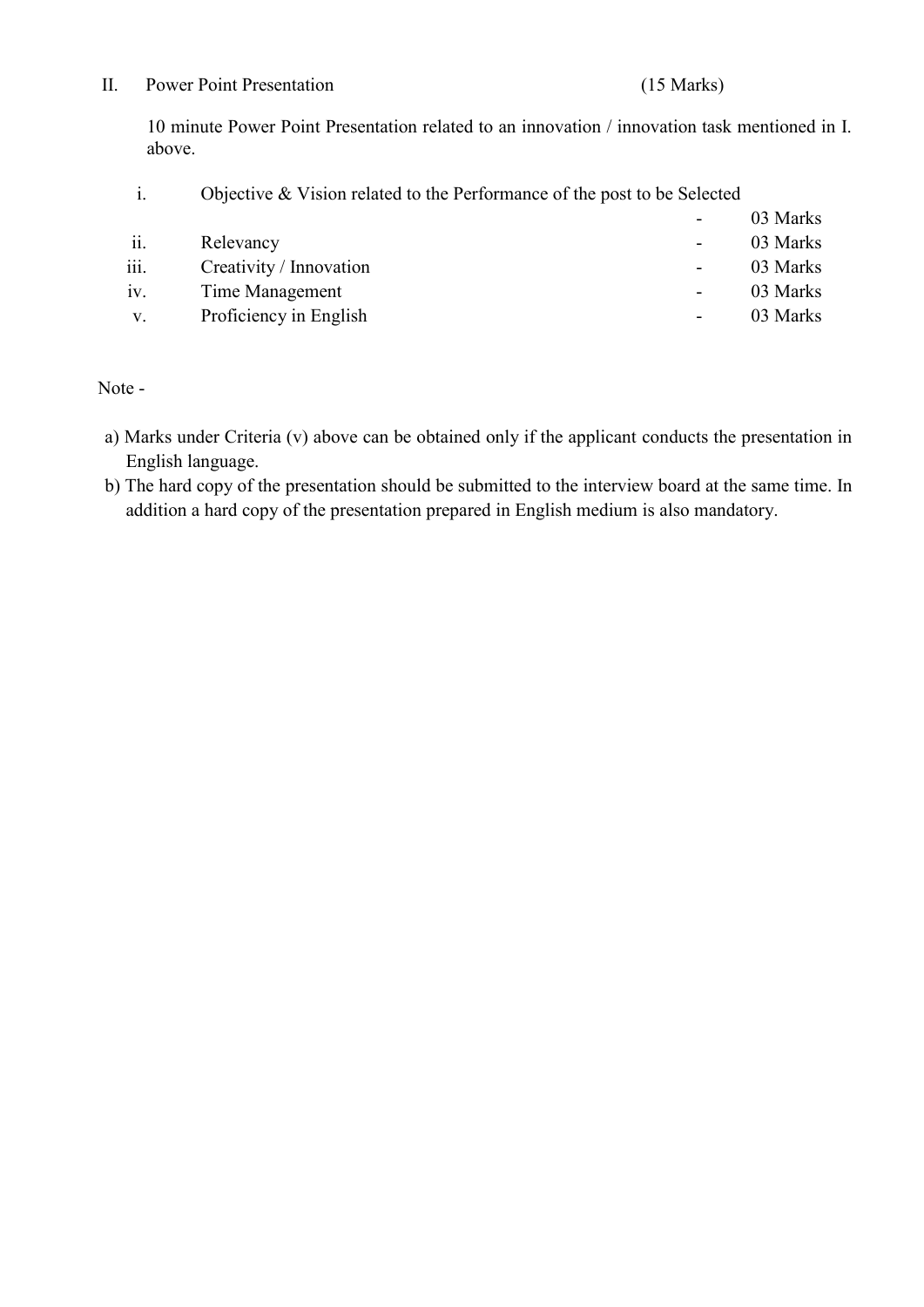## II. Power Point Presentation (15 Marks)

10 minute Power Point Presentation related to an innovation / innovation task mentioned in I. above.

| | Criteria | | Marks |
|---|---|---|---|
| i. | Objective & Vision related to the Performance of the post to be Selected | - | 03 Marks |
| ii. | Relevancy | - | 03 Marks |
| iii. | Creativity / Innovation | - | 03 Marks |
| iv. | Time Management | - | 03 Marks |
| v. | Proficiency in English | - | 03 Marks |

Note -

a) Marks under Criteria (v) above can be obtained only if the applicant conducts the presentation in English language.

b) The hard copy of the presentation should be submitted to the interview board at the same time. In addition a hard copy of the presentation prepared in English medium is also mandatory.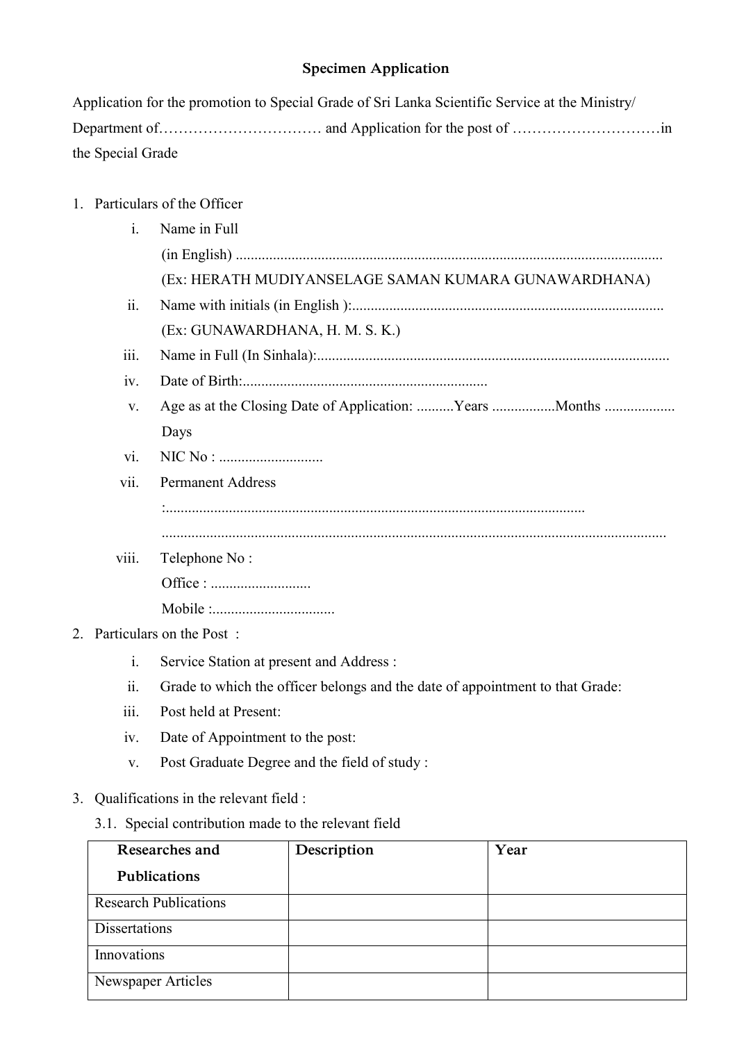**Specimen Application**

Application for the promotion to Special Grade of Sri Lanka Scientific Service at the Ministry/ Department of…………………………… and Application for the post of …………………………in the Special Grade

1. Particulars of the Officer
   i. Name in Full
      (in English) ..................................................................................................................
      (Ex: HERATH MUDIYANSELAGE SAMAN KUMARA GUNAWARDHANA)
   ii. Name with initials (in English ):...................................................................................
      (Ex: GUNAWARDHANA, H. M. S. K.)
   iii. Name in Full (In Sinhala):..............................................................................................
   iv. Date of Birth:.................................................................
   v. Age as at the Closing Date of Application: ..........Years .................Months .................. Days
   vi. NIC No : ............................
   vii. Permanent Address
      :...............................................................................................................
      ......................................................................................................................................
   viii. Telephone No :
      Office : ...........................
      Mobile :.................................
2. Particulars on the Post :
   i. Service Station at present and Address :
   ii. Grade to which the officer belongs and the date of appointment to that Grade:
   iii. Post held at Present:
   iv. Date of Appointment to the post:
   v. Post Graduate Degree and the field of study :
3. Qualifications in the relevant field :
   3.1. Special contribution made to the relevant field

| Researches and Publications | Description | Year |
|---|---|---|
| Research Publications | | |
| Dissertations | | |
| Innovations | | |
| Newspaper Articles | | |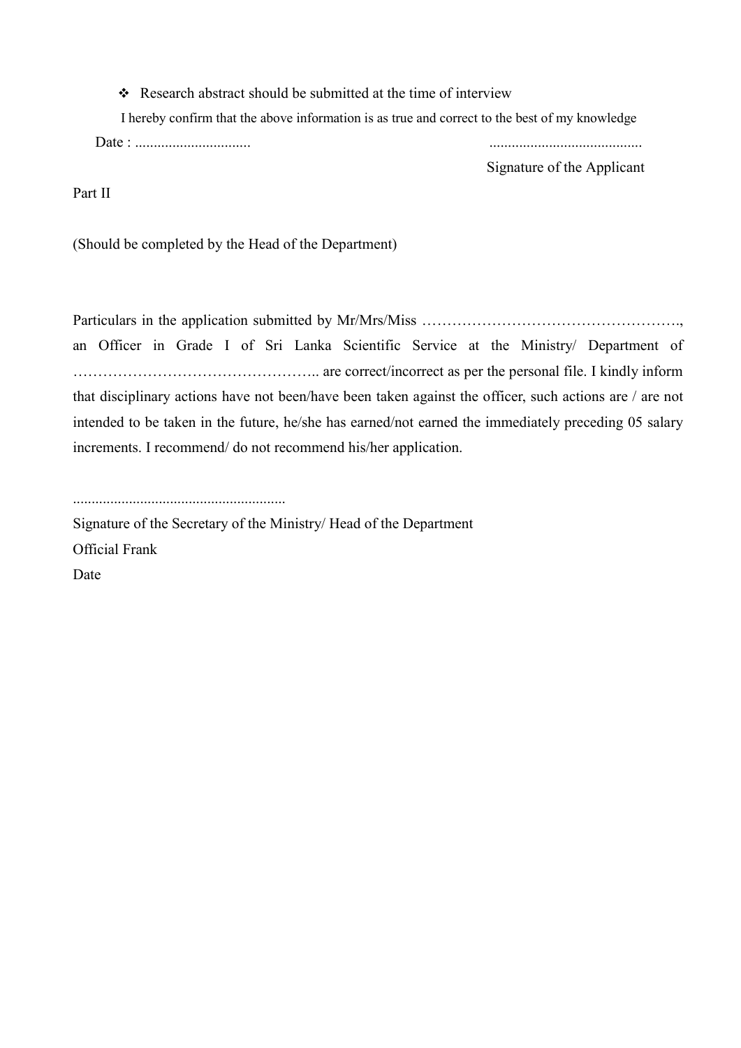- Research abstract should be submitted at the time of interview

I hereby confirm that the above information is as true and correct to the best of my knowledge

Date : ...............................                                        .........................................

Signature of the Applicant

Part II

(Should be completed by the Head of the Department)

Particulars in the application submitted by Mr/Mrs/Miss ……………………………………………., an Officer in Grade I of Sri Lanka Scientific Service at the Ministry/ Department of ………………………………………….. are correct/incorrect as per the personal file. I kindly inform that disciplinary actions have not been/have been taken against the officer, such actions are / are not intended to be taken in the future, he/she has earned/not earned the immediately preceding 05 salary increments. I recommend/ do not recommend his/her application.

.........................................................

Signature of the Secretary of the Ministry/ Head of the Department

Official Frank

Date